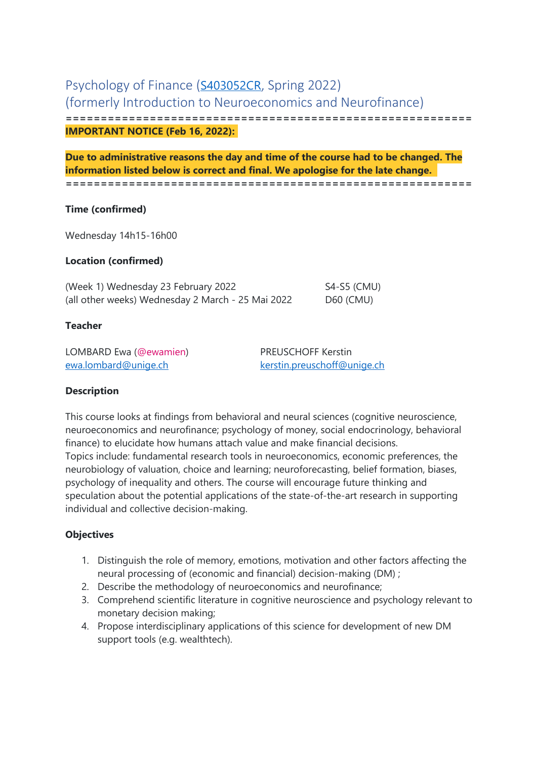# Psychology of Finance (S403052CR, Spring 2022)
# (formerly Introduction to Neuroeconomics and Neurofinance)

==========================================================

**IMPORTANT NOTICE (Feb 16, 2022):**

**Due to administrative reasons the day and time of the course had to be changed. The information listed below is correct and final. We apologise for the late change.**

==========================================================

**Time (confirmed)**

Wednesday 14h15-16h00

**Location (confirmed)**

| | |
|---|---|
| (Week 1) Wednesday 23 February 2022 | S4-S5 (CMU) |
| (all other weeks) Wednesday 2 March - 25 Mai 2022 | D60 (CMU) |

**Teacher**

LOMBARD Ewa (@ewamien)
ewa.lombard@unige.ch

PREUSCHOFF Kerstin
kerstin.preuschoff@unige.ch

**Description**

This course looks at findings from behavioral and neural sciences (cognitive neuroscience, neuroeconomics and neurofinance; psychology of money, social endocrinology, behavioral finance) to elucidate how humans attach value and make financial decisions.
Topics include: fundamental research tools in neuroeconomics, economic preferences, the neurobiology of valuation, choice and learning; neuroforecasting, belief formation, biases, psychology of inequality and others. The course will encourage future thinking and speculation about the potential applications of the state-of-the-art research in supporting individual and collective decision-making.

**Objectives**

1. Distinguish the role of memory, emotions, motivation and other factors affecting the neural processing of (economic and financial) decision-making (DM) ;
2. Describe the methodology of neuroeconomics and neurofinance;
3. Comprehend scientific literature in cognitive neuroscience and psychology relevant to monetary decision making;
4. Propose interdisciplinary applications of this science for development of new DM support tools (e.g. wealthtech).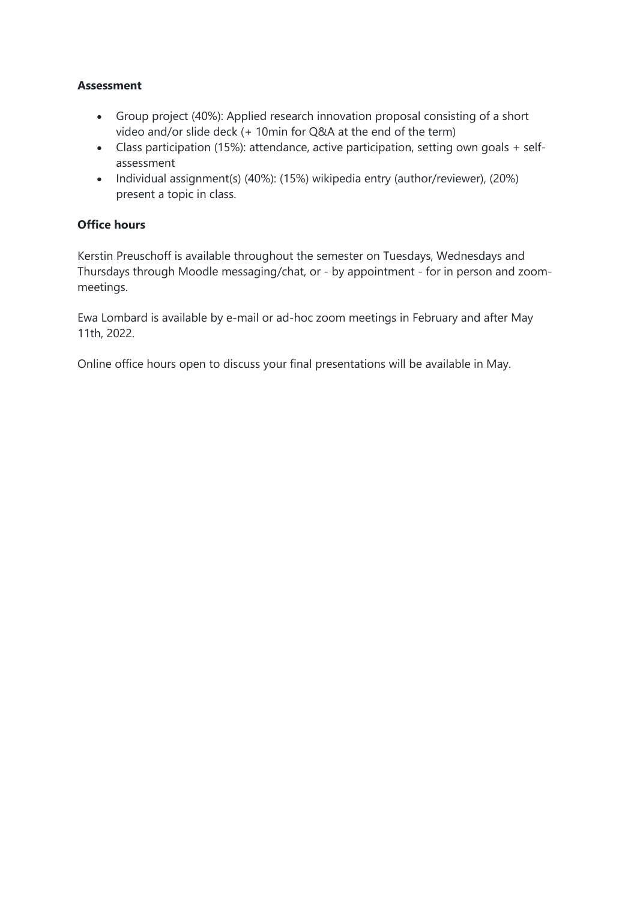**Assessment**

- Group project (40%): Applied research innovation proposal consisting of a short video and/or slide deck (+ 10min for Q&A at the end of the term)
- Class participation (15%): attendance, active participation, setting own goals + self-assessment
- Individual assignment(s) (40%): (15%) wikipedia entry (author/reviewer), (20%) present a topic in class.

**Office hours**

Kerstin Preuschoff is available throughout the semester on Tuesdays, Wednesdays and Thursdays through Moodle messaging/chat, or - by appointment - for in person and zoom-meetings.

Ewa Lombard is available by e-mail or ad-hoc zoom meetings in February and after May 11th, 2022.

Online office hours open to discuss your final presentations will be available in May.